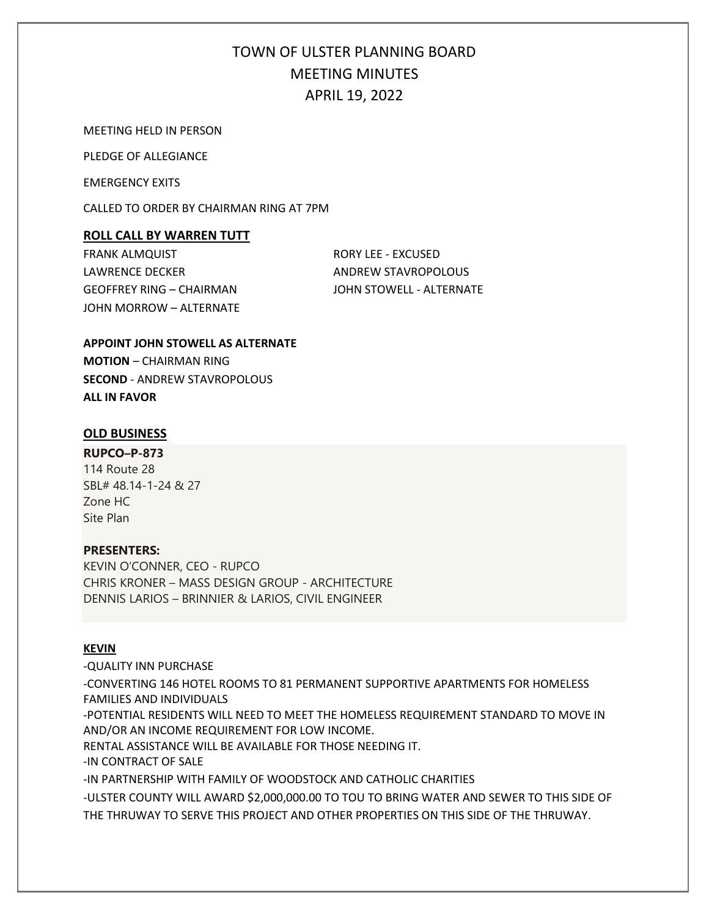# TOWN OF ULSTER PLANNING BOARD
## MEETING MINUTES
## APRIL 19, 2022

MEETING HELD IN PERSON

PLEDGE OF ALLEGIANCE

EMERGENCY EXITS

CALLED TO ORDER BY CHAIRMAN RING AT 7PM

**ROLL CALL BY WARREN TUTT**

FRANK ALMQUIST
LAWRENCE DECKER
GEOFFREY RING – CHAIRMAN
JOHN MORROW – ALTERNATE
RORY LEE - EXCUSED
ANDREW STAVROPOLOUS
JOHN STOWELL - ALTERNATE

**APPOINT JOHN STOWELL AS ALTERNATE**
**MOTION** – CHAIRMAN RING
**SECOND** - ANDREW STAVROPOLOUS
**ALL IN FAVOR**

**OLD BUSINESS**

**RUPCO–P-873**
114 Route 28
SBL# 48.14-1-24 & 27
Zone HC
Site Plan

**PRESENTERS:**
KEVIN O'CONNER, CEO - RUPCO
CHRIS KRONER – MASS DESIGN GROUP - ARCHITECTURE
DENNIS LARIOS – BRINNIER & LARIOS, CIVIL ENGINEER

**KEVIN**

-QUALITY INN PURCHASE

-CONVERTING 146 HOTEL ROOMS TO 81 PERMANENT SUPPORTIVE APARTMENTS FOR HOMELESS FAMILIES AND INDIVIDUALS

-POTENTIAL RESIDENTS WILL NEED TO MEET THE HOMELESS REQUIREMENT STANDARD TO MOVE IN AND/OR AN INCOME REQUIREMENT FOR LOW INCOME.

RENTAL ASSISTANCE WILL BE AVAILABLE FOR THOSE NEEDING IT.

-IN CONTRACT OF SALE

-IN PARTNERSHIP WITH FAMILY OF WOODSTOCK AND CATHOLIC CHARITIES

-ULSTER COUNTY WILL AWARD $2,000,000.00 TO TOU TO BRING WATER AND SEWER TO THIS SIDE OF THE THRUWAY TO SERVE THIS PROJECT AND OTHER PROPERTIES ON THIS SIDE OF THE THRUWAY.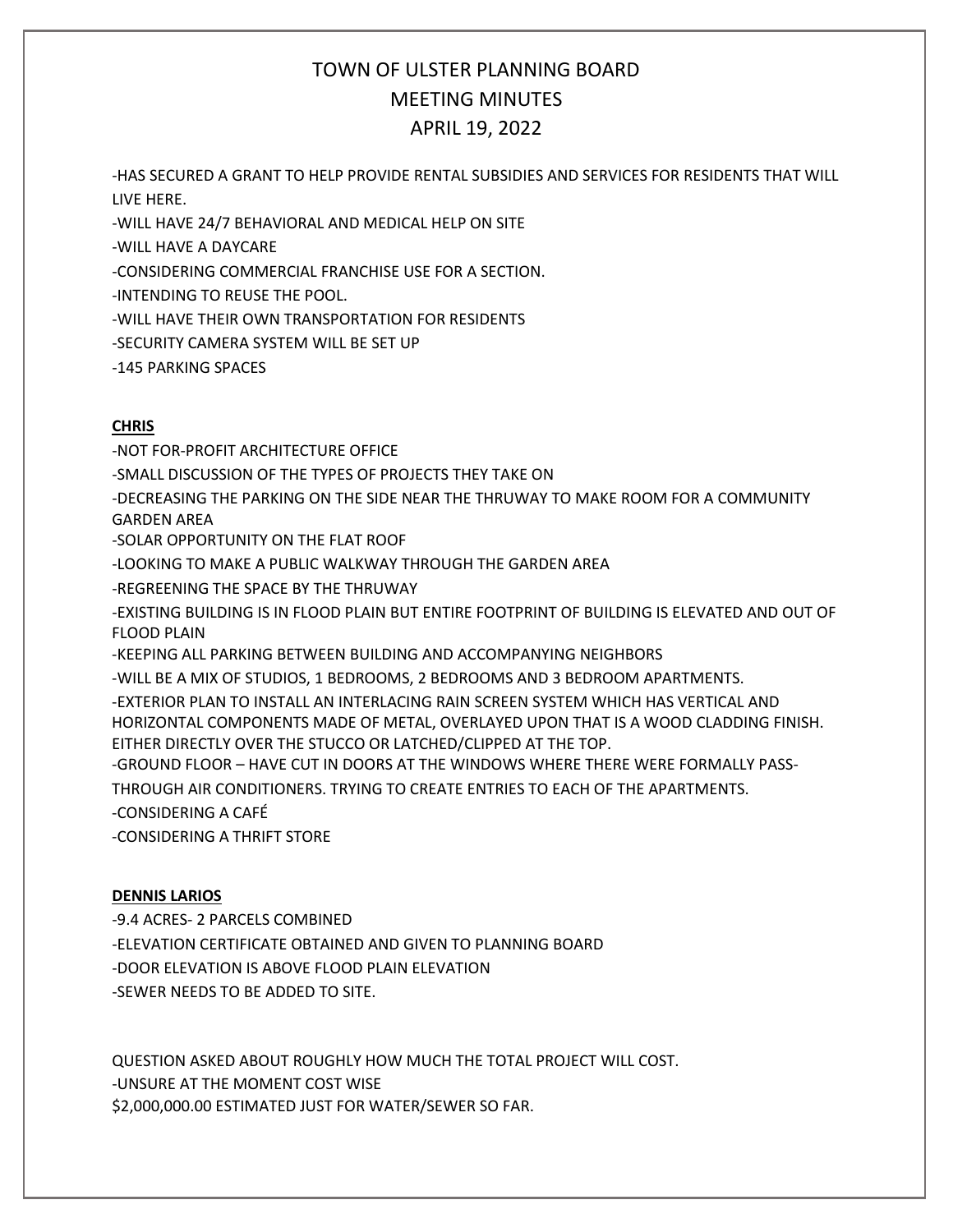# TOWN OF ULSTER PLANNING BOARD
# MEETING MINUTES
# APRIL 19, 2022

-HAS SECURED A GRANT TO HELP PROVIDE RENTAL SUBSIDIES AND SERVICES FOR RESIDENTS THAT WILL LIVE HERE.

-WILL HAVE 24/7 BEHAVIORAL AND MEDICAL HELP ON SITE

-WILL HAVE A DAYCARE

-CONSIDERING COMMERCIAL FRANCHISE USE FOR A SECTION.

-INTENDING TO REUSE THE POOL.

-WILL HAVE THEIR OWN TRANSPORTATION FOR RESIDENTS

-SECURITY CAMERA SYSTEM WILL BE SET UP

-145 PARKING SPACES

**CHRIS**

-NOT FOR-PROFIT ARCHITECTURE OFFICE

-SMALL DISCUSSION OF THE TYPES OF PROJECTS THEY TAKE ON

-DECREASING THE PARKING ON THE SIDE NEAR THE THRUWAY TO MAKE ROOM FOR A COMMUNITY GARDEN AREA

-SOLAR OPPORTUNITY ON THE FLAT ROOF

-LOOKING TO MAKE A PUBLIC WALKWAY THROUGH THE GARDEN AREA

-REGREENING THE SPACE BY THE THRUWAY

-EXISTING BUILDING IS IN FLOOD PLAIN BUT ENTIRE FOOTPRINT OF BUILDING IS ELEVATED AND OUT OF FLOOD PLAIN

-KEEPING ALL PARKING BETWEEN BUILDING AND ACCOMPANYING NEIGHBORS

-WILL BE A MIX OF STUDIOS, 1 BEDROOMS, 2 BEDROOMS AND 3 BEDROOM APARTMENTS.

-EXTERIOR PLAN TO INSTALL AN INTERLACING RAIN SCREEN SYSTEM WHICH HAS VERTICAL AND HORIZONTAL COMPONENTS MADE OF METAL, OVERLAYED UPON THAT IS A WOOD CLADDING FINISH. EITHER DIRECTLY OVER THE STUCCO OR LATCHED/CLIPPED AT THE TOP.

-GROUND FLOOR – HAVE CUT IN DOORS AT THE WINDOWS WHERE THERE WERE FORMALLY PASS-THROUGH AIR CONDITIONERS. TRYING TO CREATE ENTRIES TO EACH OF THE APARTMENTS.

-CONSIDERING A CAFÉ

-CONSIDERING A THRIFT STORE

**DENNIS LARIOS**

-9.4 ACRES- 2 PARCELS COMBINED

-ELEVATION CERTIFICATE OBTAINED AND GIVEN TO PLANNING BOARD

-DOOR ELEVATION IS ABOVE FLOOD PLAIN ELEVATION

-SEWER NEEDS TO BE ADDED TO SITE.

QUESTION ASKED ABOUT ROUGHLY HOW MUCH THE TOTAL PROJECT WILL COST.

-UNSURE AT THE MOMENT COST WISE

$2,000,000.00 ESTIMATED JUST FOR WATER/SEWER SO FAR.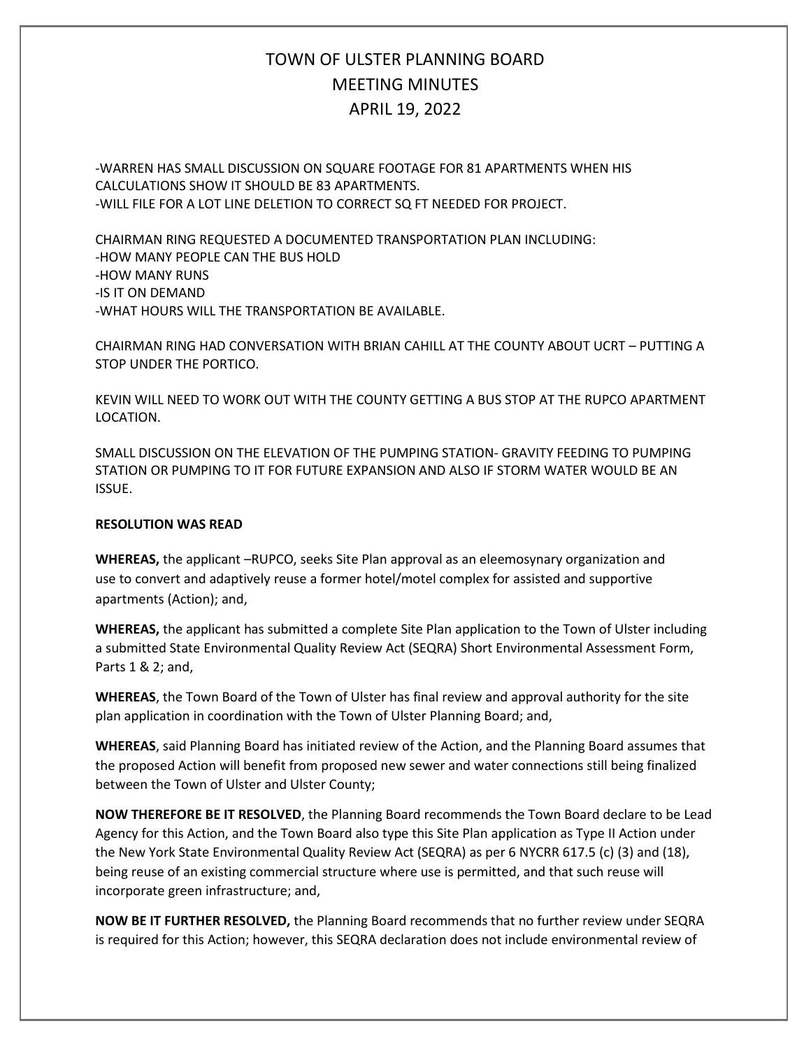# TOWN OF ULSTER PLANNING BOARD
# MEETING MINUTES
# APRIL 19, 2022

-WARREN HAS SMALL DISCUSSION ON SQUARE FOOTAGE FOR 81 APARTMENTS WHEN HIS CALCULATIONS SHOW IT SHOULD BE 83 APARTMENTS.
-WILL FILE FOR A LOT LINE DELETION TO CORRECT SQ FT NEEDED FOR PROJECT.

CHAIRMAN RING REQUESTED A DOCUMENTED TRANSPORTATION PLAN INCLUDING:
-HOW MANY PEOPLE CAN THE BUS HOLD
-HOW MANY RUNS
-IS IT ON DEMAND
-WHAT HOURS WILL THE TRANSPORTATION BE AVAILABLE.

CHAIRMAN RING HAD CONVERSATION WITH BRIAN CAHILL AT THE COUNTY ABOUT UCRT – PUTTING A STOP UNDER THE PORTICO.

KEVIN WILL NEED TO WORK OUT WITH THE COUNTY GETTING A BUS STOP AT THE RUPCO APARTMENT LOCATION.

SMALL DISCUSSION ON THE ELEVATION OF THE PUMPING STATION- GRAVITY FEEDING TO PUMPING STATION OR PUMPING TO IT FOR FUTURE EXPANSION AND ALSO IF STORM WATER WOULD BE AN ISSUE.

**RESOLUTION WAS READ**

**WHEREAS,** the applicant –RUPCO, seeks Site Plan approval as an eleemosynary organization and use to convert and adaptively reuse a former hotel/motel complex for assisted and supportive apartments (Action); and,

**WHEREAS,** the applicant has submitted a complete Site Plan application to the Town of Ulster including a submitted State Environmental Quality Review Act (SEQRA) Short Environmental Assessment Form, Parts 1 & 2; and,

**WHEREAS**, the Town Board of the Town of Ulster has final review and approval authority for the site plan application in coordination with the Town of Ulster Planning Board; and,

**WHEREAS**, said Planning Board has initiated review of the Action, and the Planning Board assumes that the proposed Action will benefit from proposed new sewer and water connections still being finalized between the Town of Ulster and Ulster County;

**NOW THEREFORE BE IT RESOLVED**, the Planning Board recommends the Town Board declare to be Lead Agency for this Action, and the Town Board also type this Site Plan application as Type II Action under the New York State Environmental Quality Review Act (SEQRA) as per 6 NYCRR 617.5 (c) (3) and (18), being reuse of an existing commercial structure where use is permitted, and that such reuse will incorporate green infrastructure; and,

**NOW BE IT FURTHER RESOLVED,** the Planning Board recommends that no further review under SEQRA is required for this Action; however, this SEQRA declaration does not include environmental review of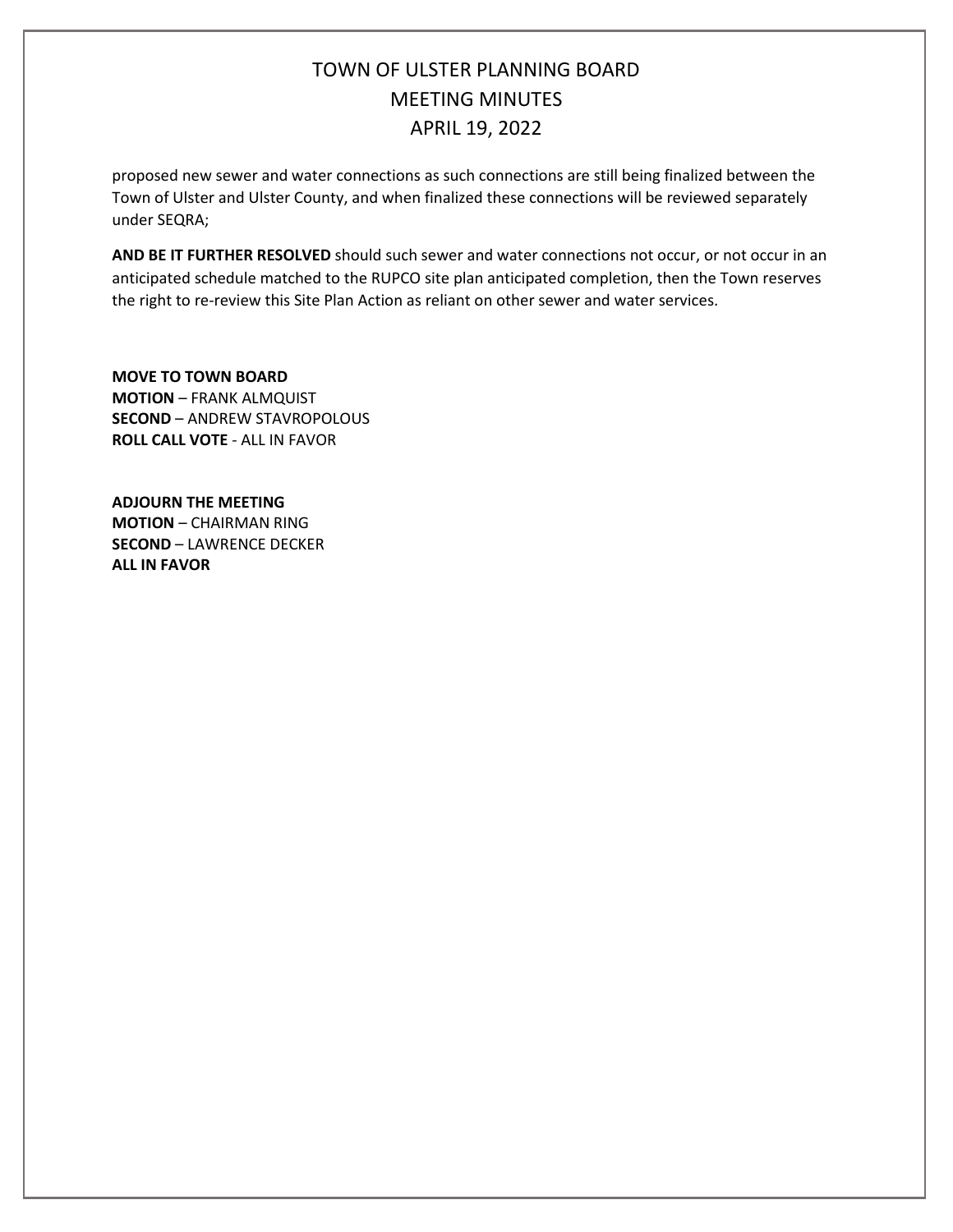proposed new sewer and water connections as such connections are still being finalized between the Town of Ulster and Ulster County, and when finalized these connections will be reviewed separately under SEQRA;

**AND BE IT FURTHER RESOLVED** should such sewer and water connections not occur, or not occur in an anticipated schedule matched to the RUPCO site plan anticipated completion, then the Town reserves the right to re-review this Site Plan Action as reliant on other sewer and water services.

**MOVE TO TOWN BOARD**
**MOTION** – FRANK ALMQUIST
**SECOND** – ANDREW STAVROPOLOUS
**ROLL CALL VOTE** - ALL IN FAVOR

**ADJOURN THE MEETING**
**MOTION** – CHAIRMAN RING
**SECOND** – LAWRENCE DECKER
**ALL IN FAVOR**